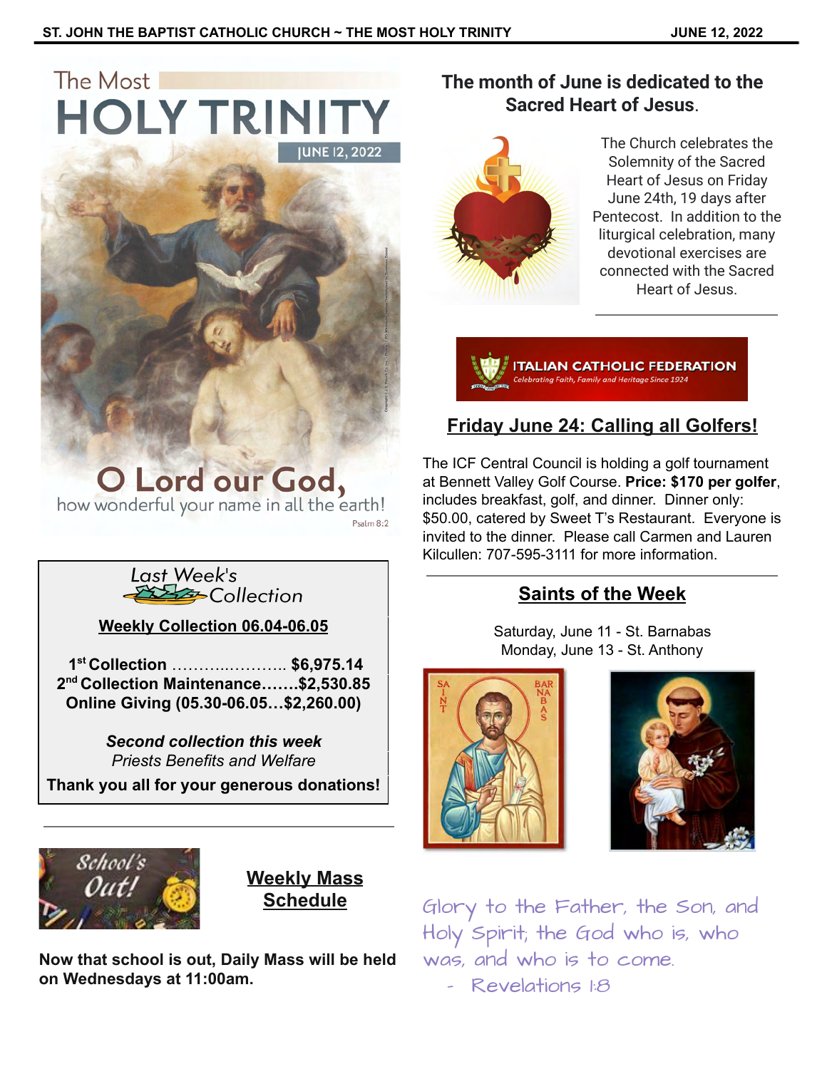The Most

# HOLY TRINITY

JUNE 12, 2022

O Lord our God,

how wonderful your name in all the earth!

Psalm 8:2

Last Week's Collection

**Weekly Collection 06.04-06.05**

**1st Collection ……….……….. $6,975.14**
**2nd Collection Maintenance…….$2,530.85**
**Online Giving (05.30-06.05…$2,260.00)**

***Second collection this week***
*Priests Benefits and Welfare*

**Thank you all for your generous donations!**

---

School's Out!

## Weekly Mass Schedule

**Now that school is out, Daily Mass will be held on Wednesdays at 11:00am.**

## The month of June is dedicated to the Sacred Heart of Jesus.

The Church celebrates the Solemnity of the Sacred Heart of Jesus on Friday June 24th, 19 days after Pentecost. In addition to the liturgical celebration, many devotional exercises are connected with the Sacred Heart of Jesus.

---

ITALIAN CATHOLIC FEDERATION
*Celebrating Faith, Family and Heritage Since 1924*

## Friday June 24: Calling all Golfers!

The ICF Central Council is holding a golf tournament at Bennett Valley Golf Course. **Price: $170 per golfer**, includes breakfast, golf, and dinner. Dinner only: $50.00, catered by Sweet T's Restaurant. Everyone is invited to the dinner. Please call Carmen and Lauren Kilcullen: 707-595-3111 for more information.

---

## Saints of the Week

Saturday, June 11 - St. Barnabas
Monday, June 13 - St. Anthony

Glory to the Father, the Son, and Holy Spirit; the God who is, who was, and who is to come.
- Revelations 1:8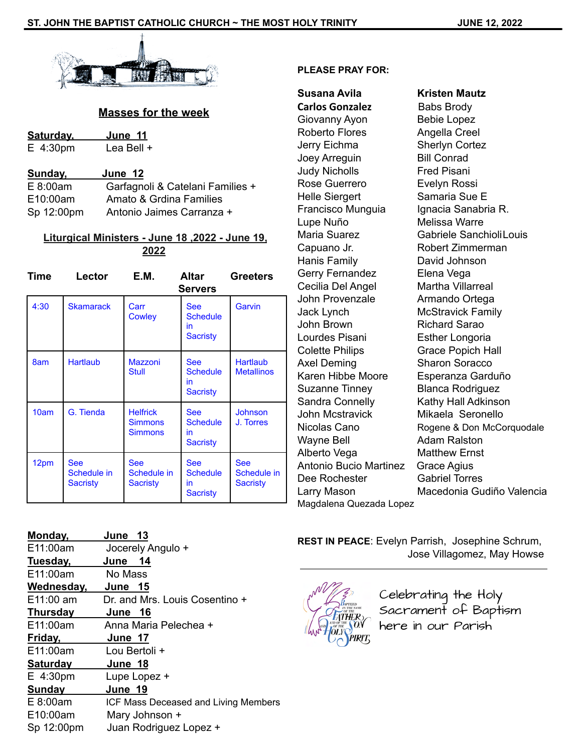## Masses for the week

**Saturday, June 11**
E 4:30pm Lea Bell +

**Sunday, June 12**
E 8:00am Garfagnoli & Catelani Families +
E10:00am Amato & Grdina Families
Sp 12:00pm Antonio Jaimes Carranza +

### Liturgical Ministers - June 18 ,2022 - June 19, 2022

| Time | Lector | E.M. | Altar Servers | Greeters |
|---|---|---|---|---|
| 4:30 | Skamarack | Carr Cowley | See Schedule in Sacristy | Garvin |
| 8am | Hartlaub | Mazzoni Stull | See Schedule in Sacristy | Hartlaub Metallinos |
| 10am | G. Tienda | Helfrick Simmons Simmons | See Schedule in Sacristy | Johnson J. Torres |
| 12pm | See Schedule in Sacristy | See Schedule in Sacristy | See Schedule in Sacristy | See Schedule in Sacristy |

**Monday, June 13**
E11:00am Jocerely Angulo +
**Tuesday, June 14**
E11:00am No Mass
**Wednesday, June 15**
E11:00 am Dr. and Mrs. Louis Cosentino +
**Thursday June 16**
E11:00am Anna Maria Pelechea +
**Friday, June 17**
E11:00am Lou Bertoli +
**Saturday June 18**
E 4:30pm Lupe Lopez +
**Sunday June 19**
E 8:00am ICF Mass Deceased and Living Members
E10:00am Mary Johnson +
Sp 12:00pm Juan Rodriguez Lopez +

**PLEASE PRAY FOR:**

**Susana Avila**
**Carlos Gonzalez**
Giovanny Ayon
Roberto Flores
Jerry Eichma
Joey Arreguin
Judy Nicholls
Rose Guerrero
Helle Siergert
Francisco Munguia
Lupe Nuño
Maria Suarez
Capuano Jr.
Hanis Family
Gerry Fernandez
Cecilia Del Angel
John Provenzale
Jack Lynch
John Brown
Lourdes Pisani
Colette Philips
Axel Deming
Karen Hibbe Moore
Suzanne Tinney
Sandra Connelly
John Mcstravick
Nicolas Cano
Wayne Bell
Alberto Vega
Antonio Bucio Martinez
Dee Rochester
Larry Mason
Magdalena Quezada Lopez
**Kristen Mautz**
Babs Brody
Bebie Lopez
Angella Creel
Sherlyn Cortez
Bill Conrad
Fred Pisani
Evelyn Rossi
Samaria Sue E
Ignacia Sanabria R.
Melissa Warre
Gabriele Sanchioli Louis
Robert Zimmerman
David Johnson
Elena Vega
Martha Villarreal
Armando Ortega
McStravick Family
Richard Sarao
Esther Longoria
Grace Popich Hall
Sharon Soracco
Esperanza Garduño
Blanca Rodriguez
Kathy Hall Adkinson
Mikaela Seronello
Rogene & Don McCorquodale
Adam Ralston
Matthew Ernst
Grace Agius
Gabriel Torres
Macedonia Gudiño Valencia

**REST IN PEACE**: Evelyn Parrish, Josephine Schrum, Jose Villagomez, May Howse

Baptized in the name of the Father and of the Son and of the Holy Spirit

Celebrating the Holy Sacrament of Baptism here in our Parish